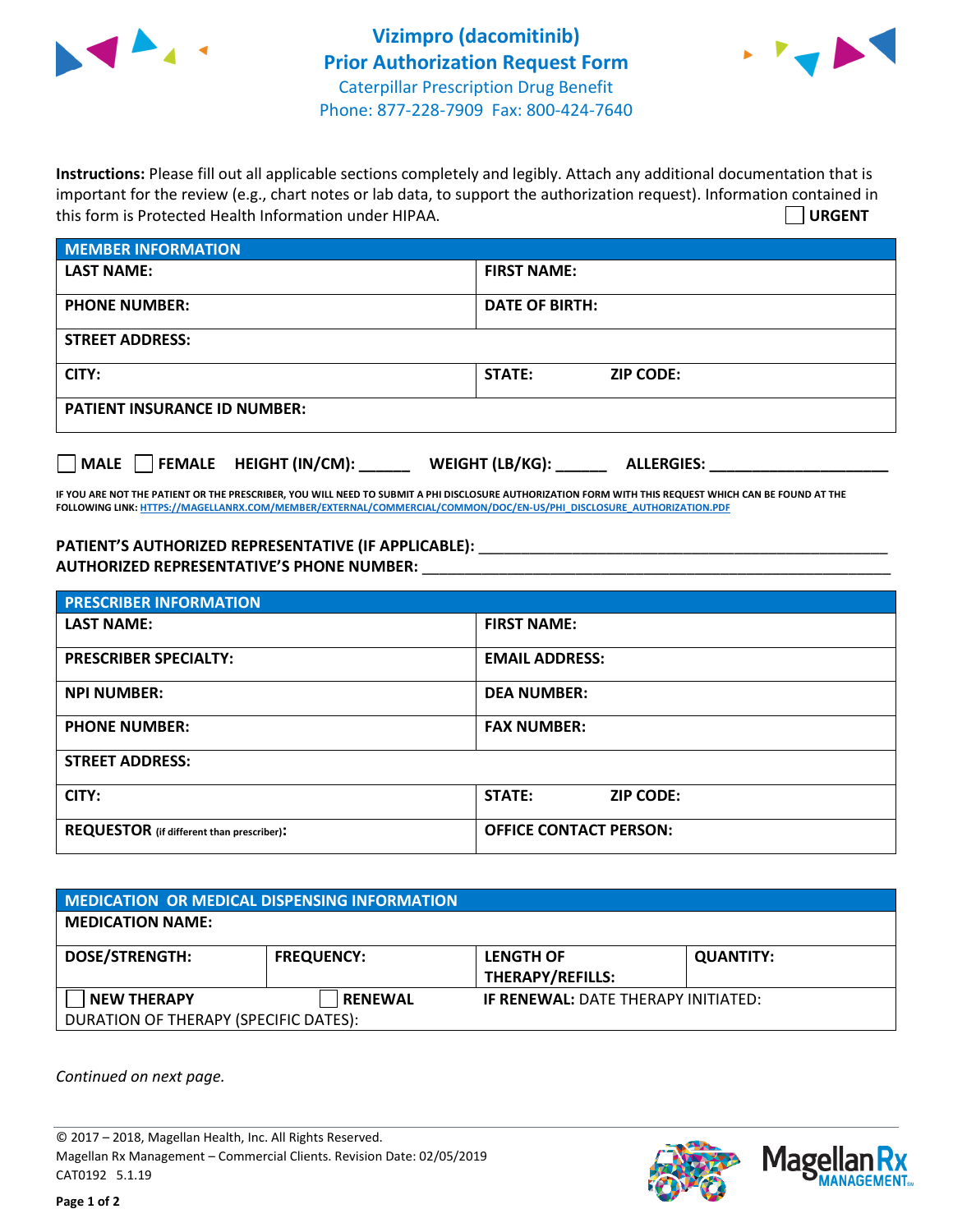# Vizimpro (dacomitinib)
## Prior Authorization Request Form
Caterpillar Prescription Drug Benefit
Phone: 877-228-7909 Fax: 800-424-7640

**Instructions:** Please fill out all applicable sections completely and legibly. Attach any additional documentation that is important for the review (e.g., chart notes or lab data, to support the authorization request). Information contained in this form is Protected Health Information under HIPAA.

☐ **URGENT**

| **MEMBER INFORMATION** | | |
|---|---|---|
| **LAST NAME:** | **FIRST NAME:** | |
| **PHONE NUMBER:** | **DATE OF BIRTH:** | |
| **STREET ADDRESS:** | | |
| **CITY:** | **STATE:** | **ZIP CODE:** |
| **PATIENT INSURANCE ID NUMBER:** | | |

☐ **MALE** ☐ **FEMALE** **HEIGHT (IN/CM):** ______ **WEIGHT (LB/KG):** ______ **ALLERGIES:** ____________________

**IF YOU ARE NOT THE PATIENT OR THE PRESCRIBER, YOU WILL NEED TO SUBMIT A PHI DISCLOSURE AUTHORIZATION FORM WITH THIS REQUEST WHICH CAN BE FOUND AT THE FOLLOWING LINK: HTTPS://MAGELLANRX.COM/MEMBER/EXTERNAL/COMMERCIAL/COMMON/DOC/EN-US/PHI_DISCLOSURE_AUTHORIZATION.PDF**

**PATIENT'S AUTHORIZED REPRESENTATIVE (IF APPLICABLE):** ____________________________________________
**AUTHORIZED REPRESENTATIVE'S PHONE NUMBER:** ____________________________________________

| **PRESCRIBER INFORMATION** | | |
|---|---|---|
| **LAST NAME:** | **FIRST NAME:** | |
| **PRESCRIBER SPECIALTY:** | **EMAIL ADDRESS:** | |
| **NPI NUMBER:** | **DEA NUMBER:** | |
| **PHONE NUMBER:** | **FAX NUMBER:** | |
| **STREET ADDRESS:** | | |
| **CITY:** | **STATE:** | **ZIP CODE:** |
| **REQUESTOR** (if different than prescriber)**:** | **OFFICE CONTACT PERSON:** | |

| **MEDICATION OR MEDICAL DISPENSING INFORMATION** | | | |
|---|---|---|---|
| **MEDICATION NAME:** | | | |
| **DOSE/STRENGTH:** | **FREQUENCY:** | **LENGTH OF THERAPY/REFILLS:** | **QUANTITY:** |
| ☐ **NEW THERAPY** | ☐ **RENEWAL** | **IF RENEWAL:** DATE THERAPY INITIATED: | |
| DURATION OF THERAPY (SPECIFIC DATES): | | | |

*Continued on next page.*

© 2017 – 2018, Magellan Health, Inc. All Rights Reserved.
Magellan Rx Management – Commercial Clients. Revision Date: 02/05/2019
CAT0192 5.1.19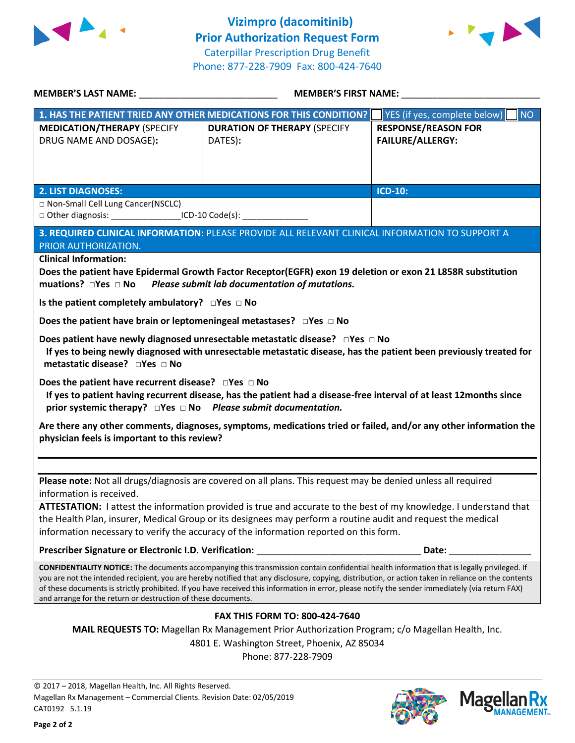# Vizimpro (dacomitinib) Prior Authorization Request Form

Caterpillar Prescription Drug Benefit
Phone: 877-228-7909 Fax: 800-424-7640

**MEMBER'S LAST NAME:** ___________________________ **MEMBER'S FIRST NAME:** ___________________________

| **1. HAS THE PATIENT TRIED ANY OTHER MEDICATIONS FOR THIS CONDITION?** | | ☐ YES (if yes, complete below) ☐ NO |
|---|---|---|
| **MEDICATION/THERAPY** (SPECIFY DRUG NAME AND DOSAGE): | **DURATION OF THERAPY** (SPECIFY DATES): | **RESPONSE/REASON FOR FAILURE/ALLERGY:** |
| | | |

| **2. LIST DIAGNOSES:** | **ICD-10:** |
|---|---|
| □ Non-Small Cell Lung Cancer(NSCLC)<br>□ Other diagnosis: _______________ICD-10 Code(s): ______________ | |

**3. REQUIRED CLINICAL INFORMATION:** PLEASE PROVIDE ALL RELEVANT CLINICAL INFORMATION TO SUPPORT A PRIOR AUTHORIZATION.

**Clinical Information:**

**Does the patient have Epidermal Growth Factor Receptor(EGFR) exon 19 deletion or exon 21 L858R substitution muations? □Yes □ No** *Please submit lab documentation of mutations.*

**Is the patient completely ambulatory? □Yes □ No**

**Does the patient have brain or leptomeningeal metastases? □Yes □ No**

**Does patient have newly diagnosed unresectable metastatic disease? □Yes □ No**
**If yes to being newly diagnosed with unresectable metastatic disease, has the patient been previously treated for metastatic disease? □Yes □ No**

**Does the patient have recurrent disease? □Yes □ No**
**If yes to patient having recurrent disease, has the patient had a disease-free interval of at least 12months since prior systemic therapy? □Yes □ No** *Please submit documentation.*

**Are there any other comments, diagnoses, symptoms, medications tried or failed, and/or any other information the physician feels is important to this review?**

**Please note:** Not all drugs/diagnosis are covered on all plans. This request may be denied unless all required information is received.

**ATTESTATION:** I attest the information provided is true and accurate to the best of my knowledge. I understand that the Health Plan, insurer, Medical Group or its designees may perform a routine audit and request the medical information necessary to verify the accuracy of the information reported on this form.

**Prescriber Signature or Electronic I.D. Verification:** ________________________________ **Date:** ________________

**CONFIDENTIALITY NOTICE:** The documents accompanying this transmission contain confidential health information that is legally privileged. If you are not the intended recipient, you are hereby notified that any disclosure, copying, distribution, or action taken in reliance on the contents of these documents is strictly prohibited. If you have received this information in error, please notify the sender immediately (via return FAX) and arrange for the return or destruction of these documents.

**FAX THIS FORM TO: 800-424-7640**

**MAIL REQUESTS TO:** Magellan Rx Management Prior Authorization Program; c/o Magellan Health, Inc.
4801 E. Washington Street, Phoenix, AZ 85034
Phone: 877-228-7909

© 2017 – 2018, Magellan Health, Inc. All Rights Reserved.
Magellan Rx Management – Commercial Clients. Revision Date: 02/05/2019
CAT0192 5.1.19